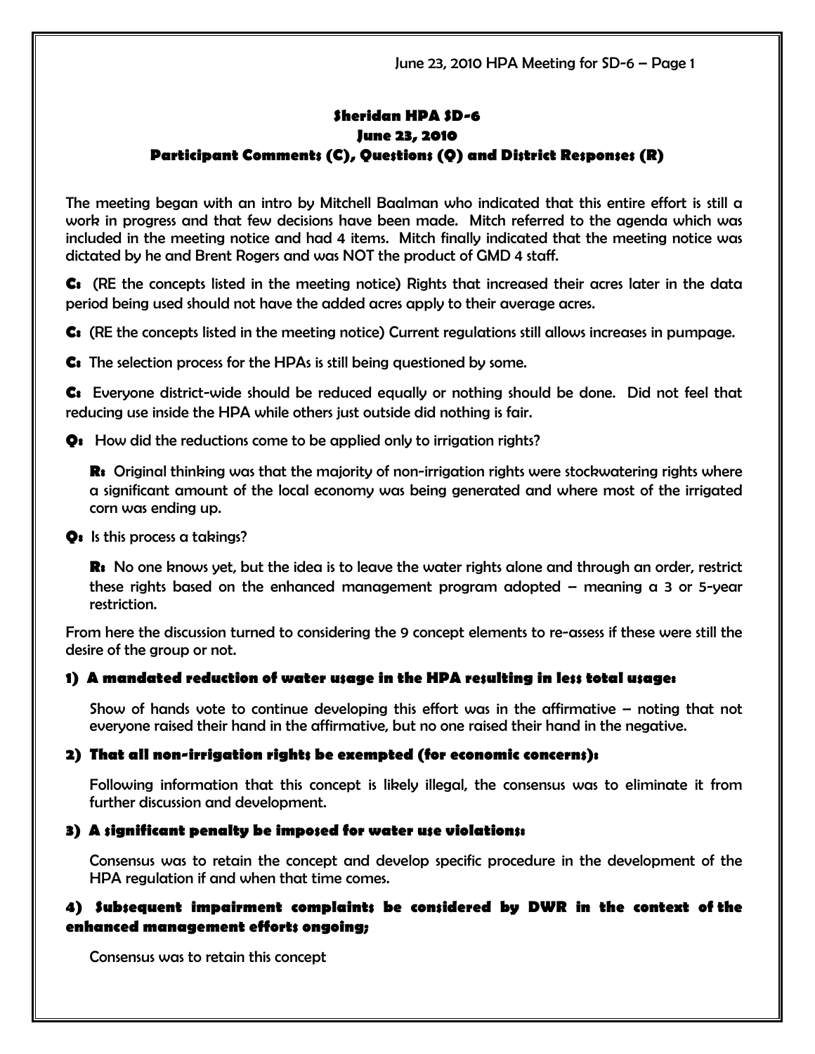**Sheridan HPA SD-6**
**June 23, 2010**
**Participant Comments (C), Questions (Q) and District Responses (R)**

The meeting began with an intro by Mitchell Baalman who indicated that this entire effort is still a work in progress and that few decisions have been made. Mitch referred to the agenda which was included in the meeting notice and had 4 items. Mitch finally indicated that the meeting notice was dictated by he and Brent Rogers and was NOT the product of GMD 4 staff.

**C:** (RE the concepts listed in the meeting notice) Rights that increased their acres later in the data period being used should not have the added acres apply to their average acres.

**C:** (RE the concepts listed in the meeting notice) Current regulations still allows increases in pumpage.

**C:** The selection process for the HPAs is still being questioned by some.

**C:** Everyone district-wide should be reduced equally or nothing should be done. Did not feel that reducing use inside the HPA while others just outside did nothing is fair.

**Q:** How did the reductions come to be applied only to irrigation rights?

> **R:** Original thinking was that the majority of non-irrigation rights were stockwatering rights where a significant amount of the local economy was being generated and where most of the irrigated corn was ending up.

**Q:** Is this process a takings?

> **R:** No one knows yet, but the idea is to leave the water rights alone and through an order, restrict these rights based on the enhanced management program adopted – meaning a 3 or 5-year restriction.

From here the discussion turned to considering the 9 concept elements to re-assess if these were still the desire of the group or not.

**1) A mandated reduction of water usage in the HPA resulting in less total usage:**

Show of hands vote to continue developing this effort was in the affirmative – noting that not everyone raised their hand in the affirmative, but no one raised their hand in the negative.

**2) That all non-irrigation rights be exempted (for economic concerns):**

Following information that this concept is likely illegal, the consensus was to eliminate it from further discussion and development.

**3) A significant penalty be imposed for water use violations:**

Consensus was to retain the concept and develop specific procedure in the development of the HPA regulation if and when that time comes.

**4) Subsequent impairment complaints be considered by DWR in the context of the enhanced management efforts ongoing;**

Consensus was to retain this concept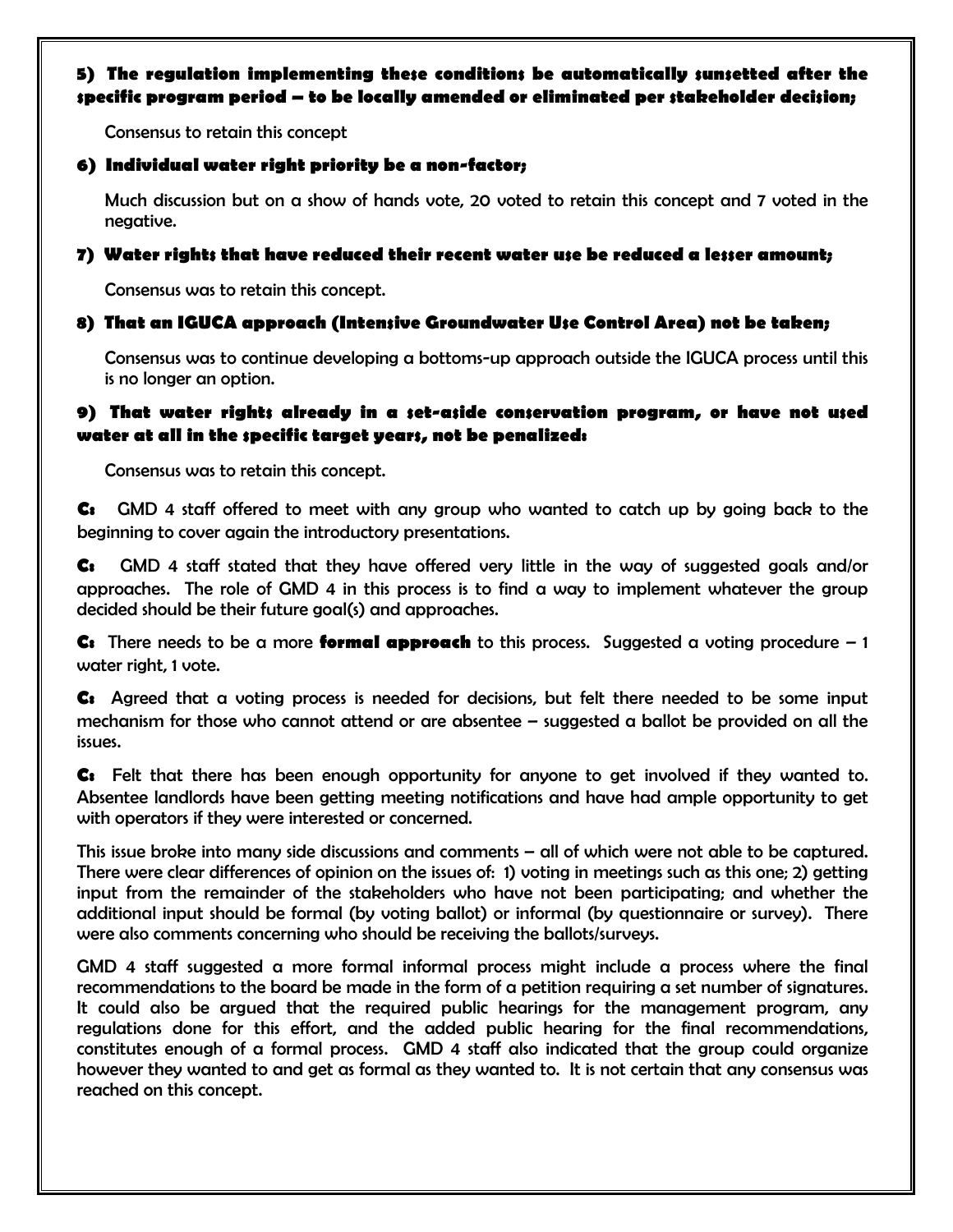**5) The regulation implementing these conditions be automatically sunsetted after the specific program period – to be locally amended or eliminated per stakeholder decision;**

Consensus to retain this concept

**6) Individual water right priority be a non-factor;**

Much discussion but on a show of hands vote, 20 voted to retain this concept and 7 voted in the negative.

**7) Water rights that have reduced their recent water use be reduced a lesser amount;**

Consensus was to retain this concept.

**8) That an IGUCA approach (Intensive Groundwater Use Control Area) not be taken;**

Consensus was to continue developing a bottoms-up approach outside the IGUCA process until this is no longer an option.

**9) That water rights already in a set-aside conservation program, or have not used water at all in the specific target years, not be penalized:**

Consensus was to retain this concept.

**C:** GMD 4 staff offered to meet with any group who wanted to catch up by going back to the beginning to cover again the introductory presentations.

**C:** GMD 4 staff stated that they have offered very little in the way of suggested goals and/or approaches. The role of GMD 4 in this process is to find a way to implement whatever the group decided should be their future goal(s) and approaches.

**C:** There needs to be a more **formal approach** to this process. Suggested a voting procedure – 1 water right, 1 vote.

**C:** Agreed that a voting process is needed for decisions, but felt there needed to be some input mechanism for those who cannot attend or are absentee – suggested a ballot be provided on all the issues.

**C:** Felt that there has been enough opportunity for anyone to get involved if they wanted to. Absentee landlords have been getting meeting notifications and have had ample opportunity to get with operators if they were interested or concerned.

This issue broke into many side discussions and comments – all of which were not able to be captured. There were clear differences of opinion on the issues of: 1) voting in meetings such as this one; 2) getting input from the remainder of the stakeholders who have not been participating; and whether the additional input should be formal (by voting ballot) or informal (by questionnaire or survey). There were also comments concerning who should be receiving the ballots/surveys.

GMD 4 staff suggested a more formal informal process might include a process where the final recommendations to the board be made in the form of a petition requiring a set number of signatures. It could also be argued that the required public hearings for the management program, any regulations done for this effort, and the added public hearing for the final recommendations, constitutes enough of a formal process. GMD 4 staff also indicated that the group could organize however they wanted to and get as formal as they wanted to. It is not certain that any consensus was reached on this concept.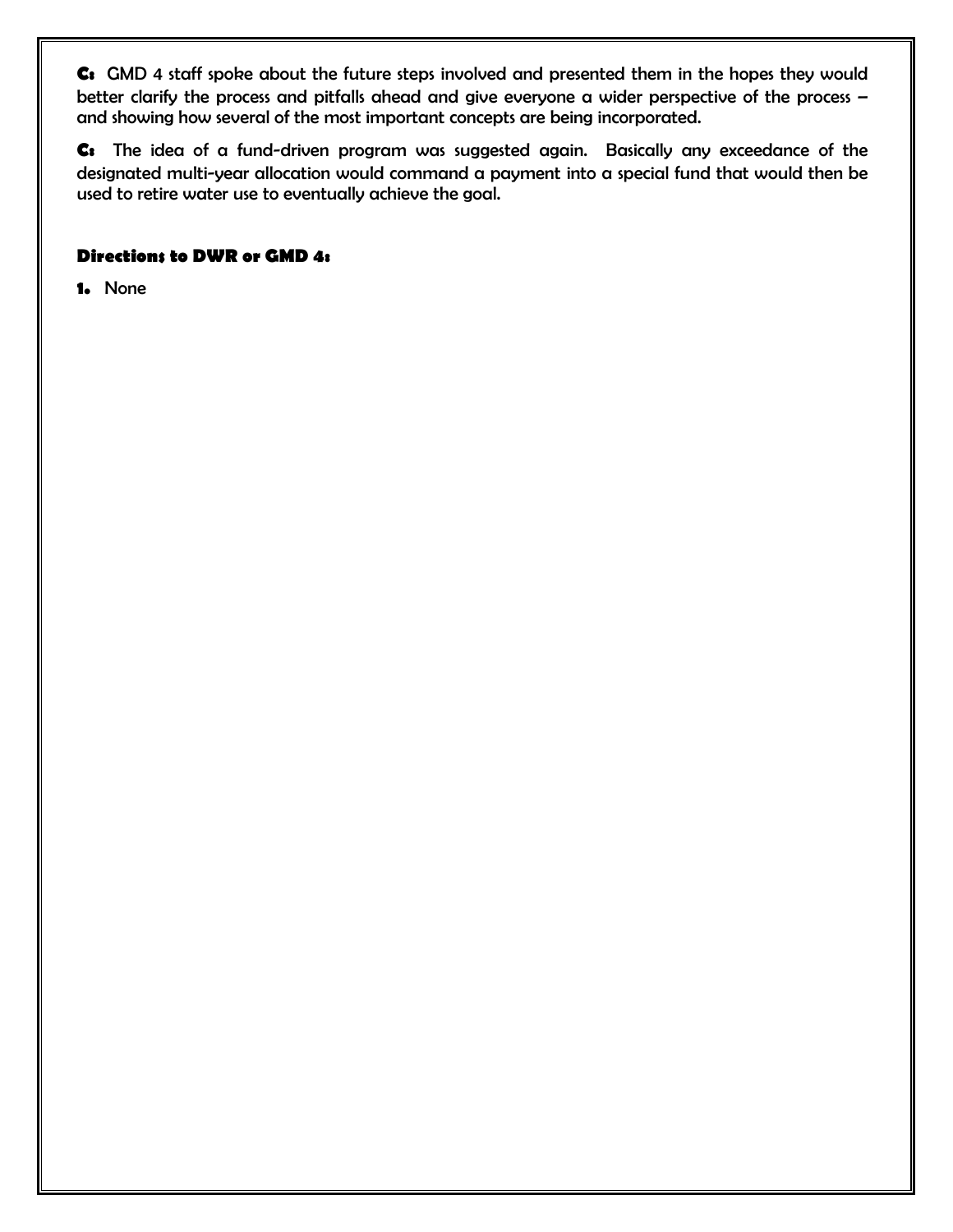**C:** GMD 4 staff spoke about the future steps involved and presented them in the hopes they would better clarify the process and pitfalls ahead and give everyone a wider perspective of the process – and showing how several of the most important concepts are being incorporated.

**C:** The idea of a fund-driven program was suggested again. Basically any exceedance of the designated multi-year allocation would command a payment into a special fund that would then be used to retire water use to eventually achieve the goal.

**Directions to DWR or GMD 4:**

1. None